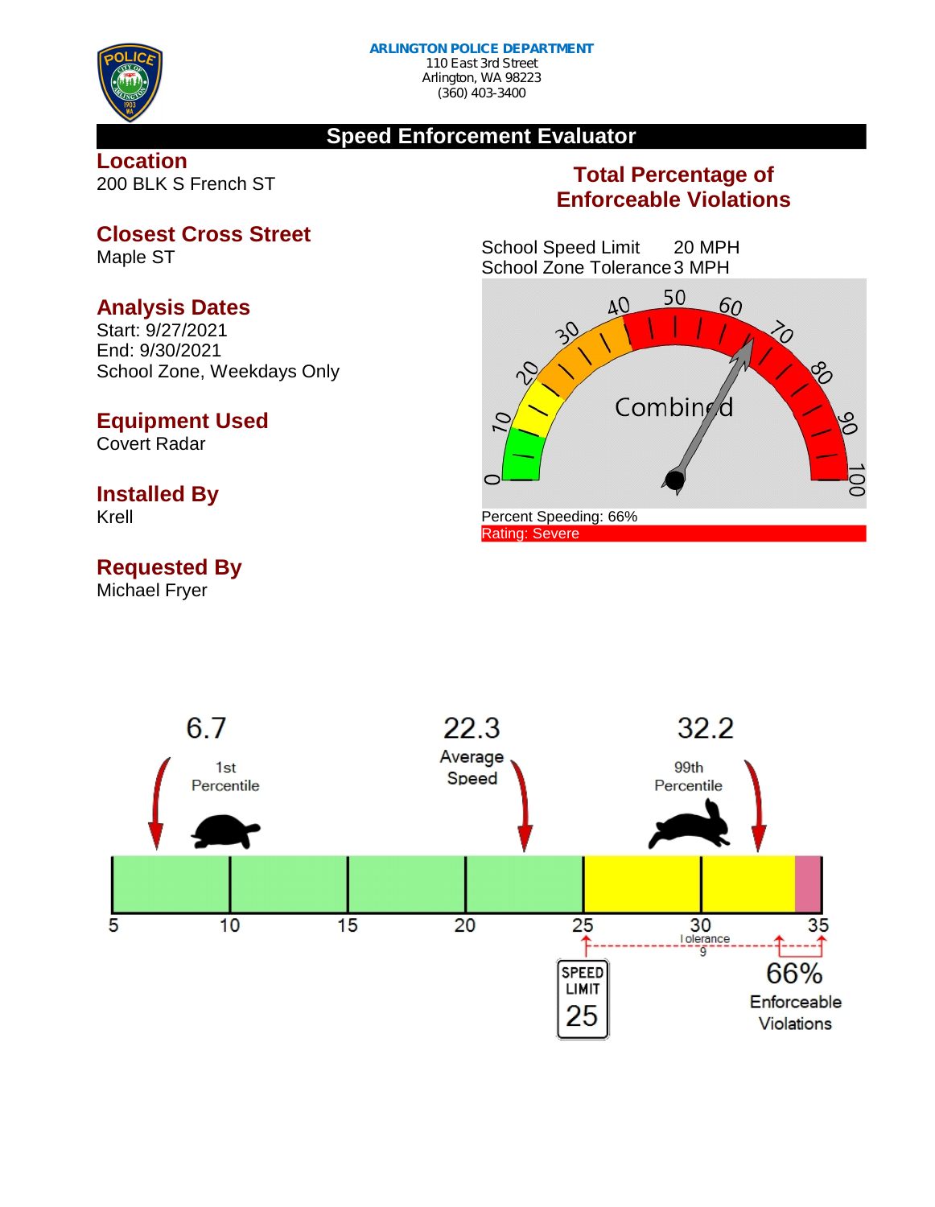**ARLINGTON POLICE DEPARTMENT**
110 East 3rd Street
Arlington, WA 98223
(360) 403-3400

## Speed Enforcement Evaluator

### Location
200 BLK S French ST

### Closest Cross Street
Maple ST

### Analysis Dates
Start: 9/27/2021
End: 9/30/2021
School Zone, Weekdays Only

### Equipment Used
Covert Radar

### Installed By
Krell

### Requested By
Michael Fryer

### Total Percentage of Enforceable Violations

School Speed Limit 20 MPH
School Zone Tolerance 3 MPH

Combined

Percent Speeding: 66%
Rating: Severe

6.7 1st Percentile

22.3 Average Speed

32.2 99th Percentile

5 10 15 20 25 30 35

Tolerance 9

SPEED LIMIT 25

66% Enforceable Violations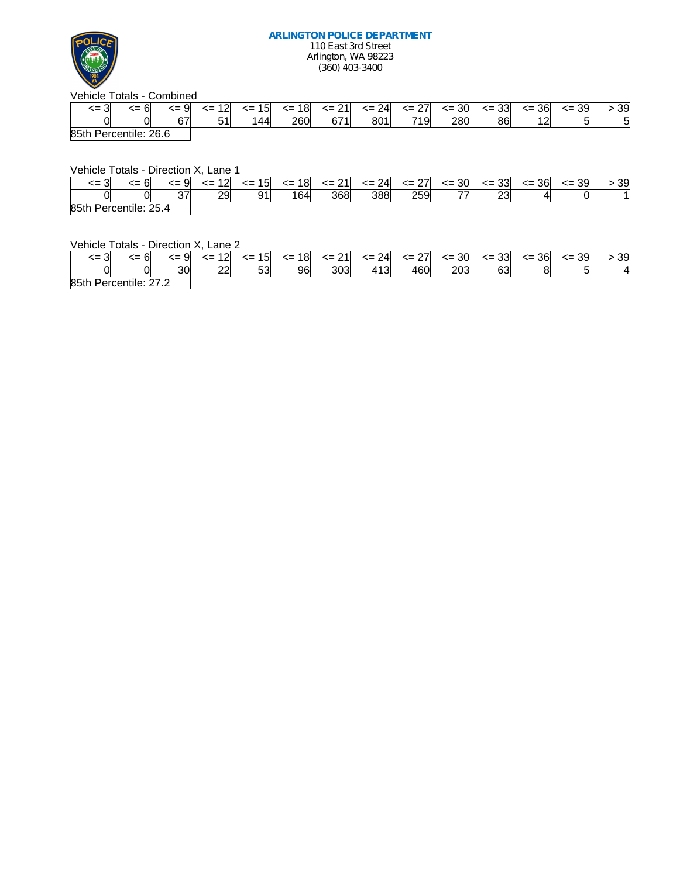**ARLINGTON POLICE DEPARTMENT**
110 East 3rd Street
Arlington, WA 98223
(360) 403-3400

Vehicle Totals - Combined

| <= 3 | <= 6 | <= 9 | <= 12 | <= 15 | <= 18 | <= 21 | <= 24 | <= 27 | <= 30 | <= 33 | <= 36 | <= 39 | > 39 |
|---|---|---|---|---|---|---|---|---|---|---|---|---|---|
| 0 | 0 | 67 | 51 | 144 | 260 | 671 | 801 | 719 | 280 | 86 | 12 | 5 | 5 |

85th Percentile: 26.6

Vehicle Totals - Direction X, Lane 1

| <= 3 | <= 6 | <= 9 | <= 12 | <= 15 | <= 18 | <= 21 | <= 24 | <= 27 | <= 30 | <= 33 | <= 36 | <= 39 | > 39 |
|---|---|---|---|---|---|---|---|---|---|---|---|---|---|
| 0 | 0 | 37 | 29 | 91 | 164 | 368 | 388 | 259 | 77 | 23 | 4 | 0 | 1 |

85th Percentile: 25.4

Vehicle Totals - Direction X, Lane 2

| <= 3 | <= 6 | <= 9 | <= 12 | <= 15 | <= 18 | <= 21 | <= 24 | <= 27 | <= 30 | <= 33 | <= 36 | <= 39 | > 39 |
|---|---|---|---|---|---|---|---|---|---|---|---|---|---|
| 0 | 0 | 30 | 22 | 53 | 96 | 303 | 413 | 460 | 203 | 63 | 8 | 5 | 4 |

85th Percentile: 27.2